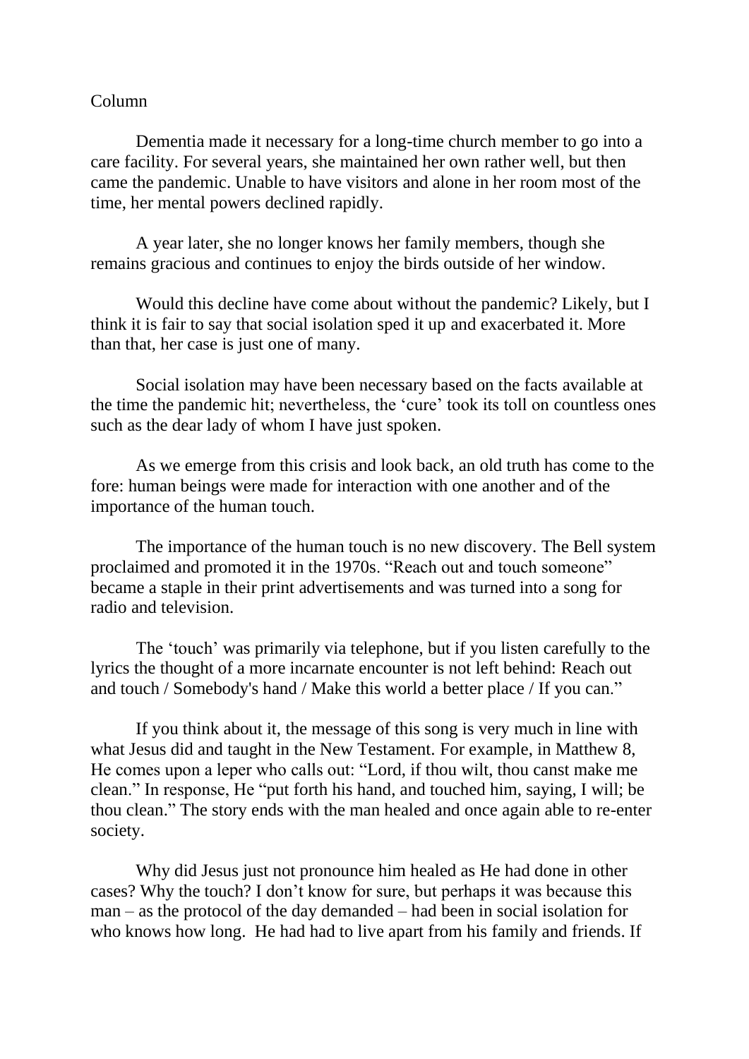Column

Dementia made it necessary for a long-time church member to go into a care facility. For several years, she maintained her own rather well, but then came the pandemic. Unable to have visitors and alone in her room most of the time, her mental powers declined rapidly.

A year later, she no longer knows her family members, though she remains gracious and continues to enjoy the birds outside of her window.

Would this decline have come about without the pandemic? Likely, but I think it is fair to say that social isolation sped it up and exacerbated it. More than that, her case is just one of many.

Social isolation may have been necessary based on the facts available at the time the pandemic hit; nevertheless, the 'cure' took its toll on countless ones such as the dear lady of whom I have just spoken.

As we emerge from this crisis and look back, an old truth has come to the fore: human beings were made for interaction with one another and of the importance of the human touch.

The importance of the human touch is no new discovery. The Bell system proclaimed and promoted it in the 1970s. "Reach out and touch someone" became a staple in their print advertisements and was turned into a song for radio and television.

The 'touch' was primarily via telephone, but if you listen carefully to the lyrics the thought of a more incarnate encounter is not left behind: Reach out and touch / Somebody's hand / Make this world a better place / If you can."

If you think about it, the message of this song is very much in line with what Jesus did and taught in the New Testament. For example, in Matthew 8, He comes upon a leper who calls out: "Lord, if thou wilt, thou canst make me clean." In response, He "put forth his hand, and touched him, saying, I will; be thou clean." The story ends with the man healed and once again able to re-enter society.

Why did Jesus just not pronounce him healed as He had done in other cases? Why the touch? I don't know for sure, but perhaps it was because this man – as the protocol of the day demanded – had been in social isolation for who knows how long. He had had to live apart from his family and friends. If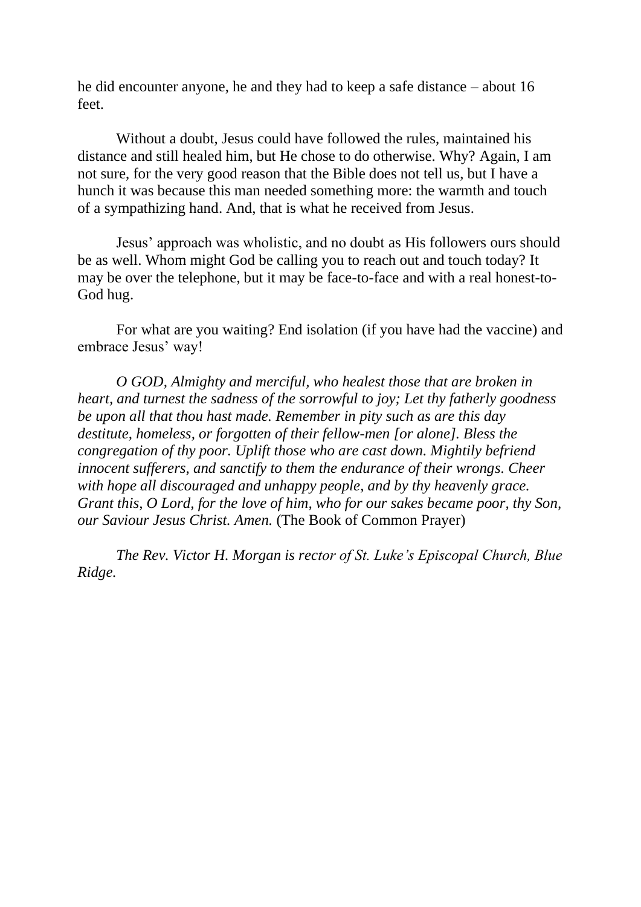he did encounter anyone, he and they had to keep a safe distance – about 16 feet.

Without a doubt, Jesus could have followed the rules, maintained his distance and still healed him, but He chose to do otherwise. Why? Again, I am not sure, for the very good reason that the Bible does not tell us, but I have a hunch it was because this man needed something more: the warmth and touch of a sympathizing hand. And, that is what he received from Jesus.

Jesus' approach was wholistic, and no doubt as His followers ours should be as well. Whom might God be calling you to reach out and touch today? It may be over the telephone, but it may be face-to-face and with a real honest-to-God hug.

For what are you waiting? End isolation (if you have had the vaccine) and embrace Jesus' way!

*O GOD, Almighty and merciful, who healest those that are broken in heart, and turnest the sadness of the sorrowful to joy; Let thy fatherly goodness be upon all that thou hast made. Remember in pity such as are this day destitute, homeless, or forgotten of their fellow-men [or alone]. Bless the congregation of thy poor. Uplift those who are cast down. Mightily befriend innocent sufferers, and sanctify to them the endurance of their wrongs. Cheer with hope all discouraged and unhappy people, and by thy heavenly grace. Grant this, O Lord, for the love of him, who for our sakes became poor, thy Son, our Saviour Jesus Christ. Amen.* (The Book of Common Prayer)

*The Rev. Victor H. Morgan is rector of St. Luke's Episcopal Church, Blue Ridge.*